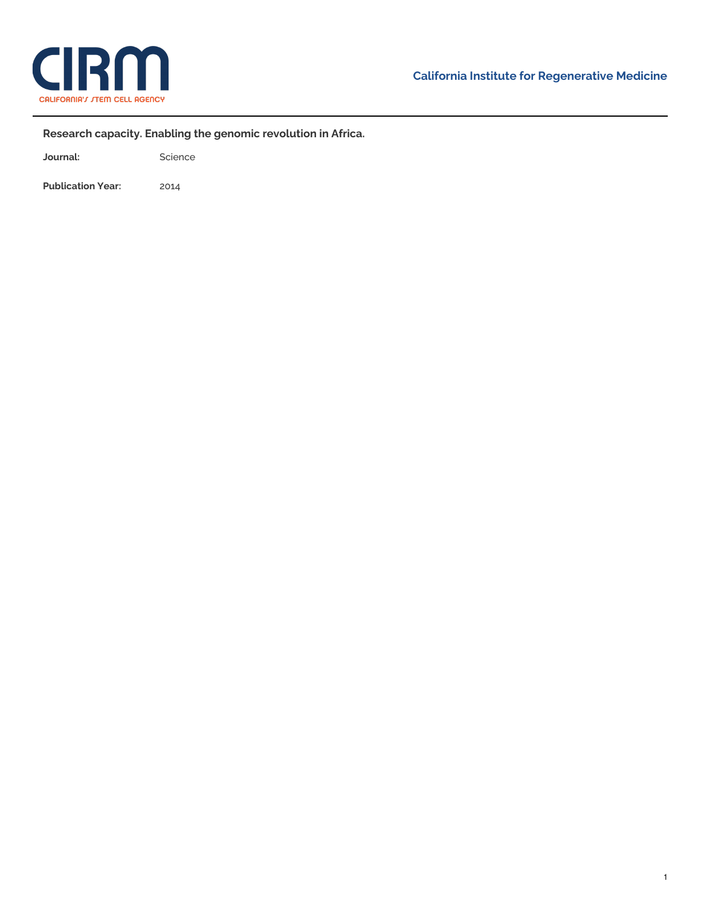California Institute for Regenerative Medicine

# Research capacity. Enabling the genomic revolution in Africa.

**Journal:** Science

**Publication Year:** 2014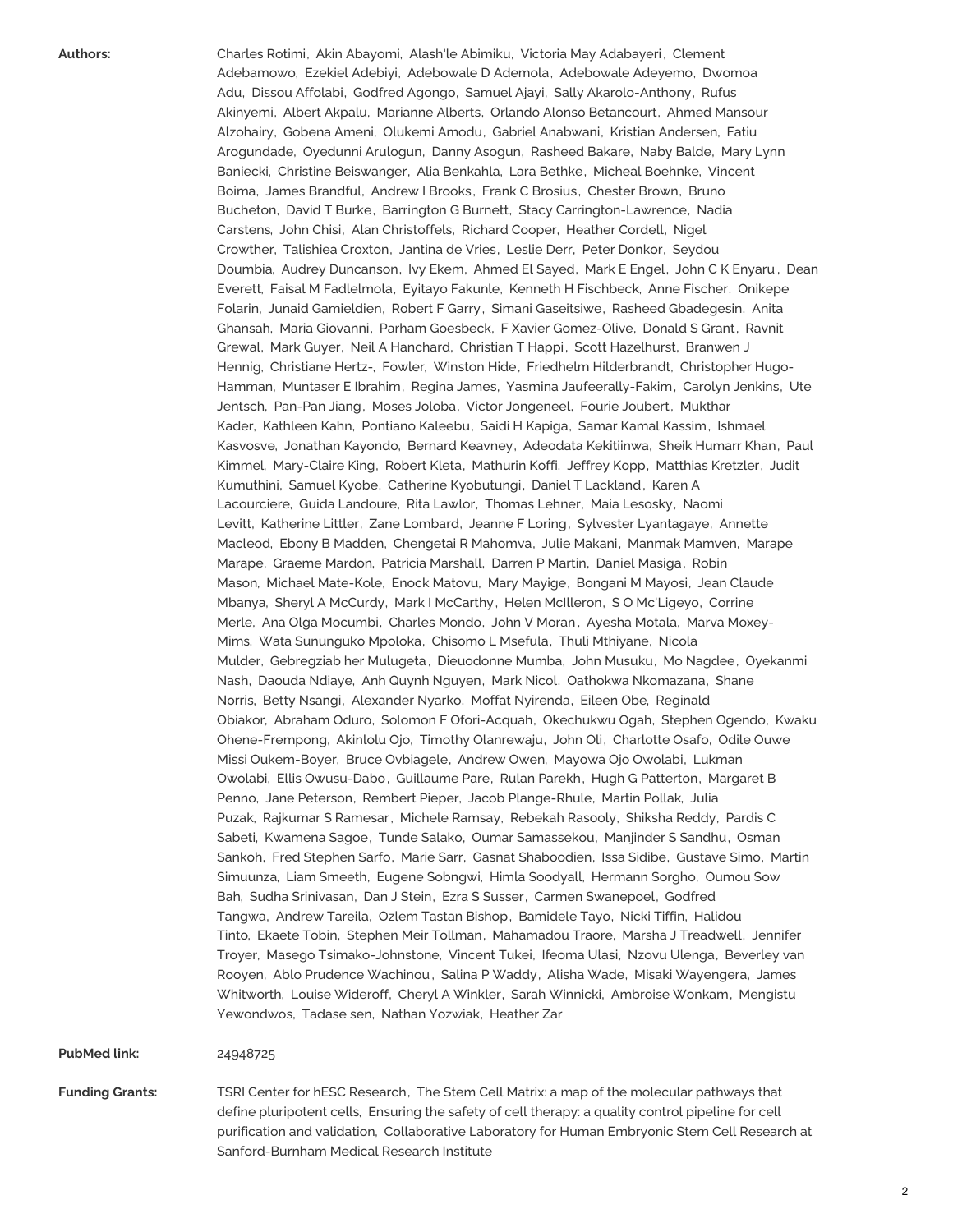**Authors:** Charles Rotimi, Akin Abayomi, Alash'le Abimiku, Victoria May Adabayeri, Clement Adebamowo, Ezekiel Adebiyi, Adebowale D Ademola, Adebowale Adeyemo, Dwomoa Adu, Dissou Affolabi, Godfred Agongo, Samuel Ajayi, Sally Akarolo-Anthony, Rufus Akinyemi, Albert Akpalu, Marianne Alberts, Orlando Alonso Betancourt, Ahmed Mansour Alzohairy, Gobena Ameni, Olukemi Amodu, Gabriel Anabwani, Kristian Andersen, Fatiu Arogundade, Oyedunni Arulogun, Danny Asogun, Rasheed Bakare, Naby Balde, Mary Lynn Baniecki, Christine Beiswanger, Alia Benkahla, Lara Bethke, Micheal Boehnke, Vincent Boima, James Brandful, Andrew I Brooks, Frank C Brosius, Chester Brown, Bruno Bucheton, David T Burke, Barrington G Burnett, Stacy Carrington-Lawrence, Nadia Carstens, John Chisi, Alan Christoffels, Richard Cooper, Heather Cordell, Nigel Crowther, Talishiea Croxton, Jantina de Vries, Leslie Derr, Peter Donkor, Seydou Doumbia, Audrey Duncanson, Ivy Ekem, Ahmed El Sayed, Mark E Engel, John C K Enyaru, Dean Everett, Faisal M Fadlelmola, Eyitayo Fakunle, Kenneth H Fischbeck, Anne Fischer, Onikepe Folarin, Junaid Gamieldien, Robert F Garry, Simani Gaseitsiwe, Rasheed Gbadegesin, Anita Ghansah, Maria Giovanni, Parham Goesbeck, F Xavier Gomez-Olive, Donald S Grant, Ravnit Grewal, Mark Guyer, Neil A Hanchard, Christian T Happi, Scott Hazelhurst, Branwen J Hennig, Christiane Hertz-, Fowler, Winston Hide, Friedhelm Hilderbrandt, Christopher Hugo-Hamman, Muntaser E Ibrahim, Regina James, Yasmina Jaufeerally-Fakim, Carolyn Jenkins, Ute Jentsch, Pan-Pan Jiang, Moses Joloba, Victor Jongeneel, Fourie Joubert, Mukthar Kader, Kathleen Kahn, Pontiano Kaleebu, Saidi H Kapiga, Samar Kamal Kassim, Ishmael Kasvosve, Jonathan Kayondo, Bernard Keavney, Adeodata Kekitiinwa, Sheik Humarr Khan, Paul Kimmel, Mary-Claire King, Robert Kleta, Mathurin Koffi, Jeffrey Kopp, Matthias Kretzler, Judit Kumuthini, Samuel Kyobe, Catherine Kyobutungi, Daniel T Lackland, Karen A Lacourciere, Guida Landoure, Rita Lawlor, Thomas Lehner, Maia Lesosky, Naomi Levitt, Katherine Littler, Zane Lombard, Jeanne F Loring, Sylvester Lyantagaye, Annette Macleod, Ebony B Madden, Chengetai R Mahomva, Julie Makani, Manmak Mamven, Marape Marape, Graeme Mardon, Patricia Marshall, Darren P Martin, Daniel Masiga, Robin Mason, Michael Mate-Kole, Enock Matovu, Mary Mayige, Bongani M Mayosi, Jean Claude Mbanya, Sheryl A McCurdy, Mark I McCarthy, Helen McIlleron, S O Mc'Ligeyo, Corrine Merle, Ana Olga Mocumbi, Charles Mondo, John V Moran, Ayesha Motala, Marva Moxey-Mims, Wata Sununguko Mpoloka, Chisomo L Msefula, Thuli Mthiyane, Nicola Mulder, Gebregziab her Mulugeta, Dieuodonne Mumba, John Musuku, Mo Nagdee, Oyekanmi Nash, Daouda Ndiaye, Anh Quynh Nguyen, Mark Nicol, Oathokwa Nkomazana, Shane Norris, Betty Nsangi, Alexander Nyarko, Moffat Nyirenda, Eileen Obe, Reginald Obiakor, Abraham Oduro, Solomon F Ofori-Acquah, Okechukwu Ogah, Stephen Ogendo, Kwaku Ohene-Frempong, Akinlolu Ojo, Timothy Olanrewaju, John Oli, Charlotte Osafo, Odile Ouwe Missi Oukem-Boyer, Bruce Ovbiagele, Andrew Owen, Mayowa Ojo Owolabi, Lukman Owolabi, Ellis Owusu-Dabo, Guillaume Pare, Rulan Parekh, Hugh G Patterton, Margaret B Penno, Jane Peterson, Rembert Pieper, Jacob Plange-Rhule, Martin Pollak, Julia Puzak, Rajkumar S Ramesar, Michele Ramsay, Rebekah Rasooly, Shiksha Reddy, Pardis C Sabeti, Kwamena Sagoe, Tunde Salako, Oumar Samassekou, Manjinder S Sandhu, Osman Sankoh, Fred Stephen Sarfo, Marie Sarr, Gasnat Shaboodien, Issa Sidibe, Gustave Simo, Martin Simuunza, Liam Smeeth, Eugene Sobngwi, Himla Soodyall, Hermann Sorgho, Oumou Sow Bah, Sudha Srinivasan, Dan J Stein, Ezra S Susser, Carmen Swanepoel, Godfred Tangwa, Andrew Tareila, Ozlem Tastan Bishop, Bamidele Tayo, Nicki Tiffin, Halidou Tinto, Ekaete Tobin, Stephen Meir Tollman, Mahamadou Traore, Marsha J Treadwell, Jennifer Troyer, Masego Tsimako-Johnstone, Vincent Tukei, Ifeoma Ulasi, Nzovu Ulenga, Beverley van Rooyen, Ablo Prudence Wachinou, Salina P Waddy, Alisha Wade, Misaki Wayengera, James Whitworth, Louise Wideroff, Cheryl A Winkler, Sarah Winnicki, Ambroise Wonkam, Mengistu Yewondwos, Tadase sen, Nathan Yozwiak, Heather Zar

**PubMed link:** 24948725

**Funding Grants:** TSRI Center for hESC Research, The Stem Cell Matrix: a map of the molecular pathways that define pluripotent cells, Ensuring the safety of cell therapy: a quality control pipeline for cell purification and validation, Collaborative Laboratory for Human Embryonic Stem Cell Research at Sanford-Burnham Medical Research Institute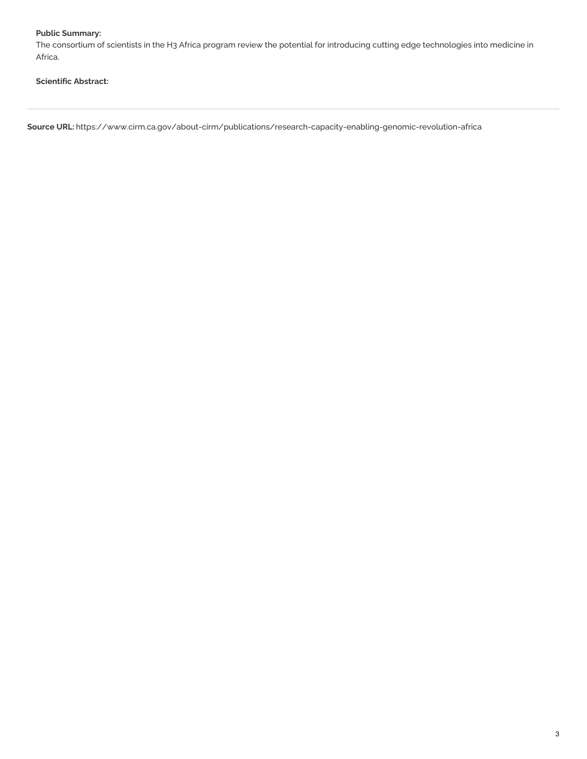**Public Summary:**

The consortium of scientists in the H3 Africa program review the potential for introducing cutting edge technologies into medicine in Africa.

**Scientific Abstract:**

---

**Source URL:** https://www.cirm.ca.gov/about-cirm/publications/research-capacity-enabling-genomic-revolution-africa